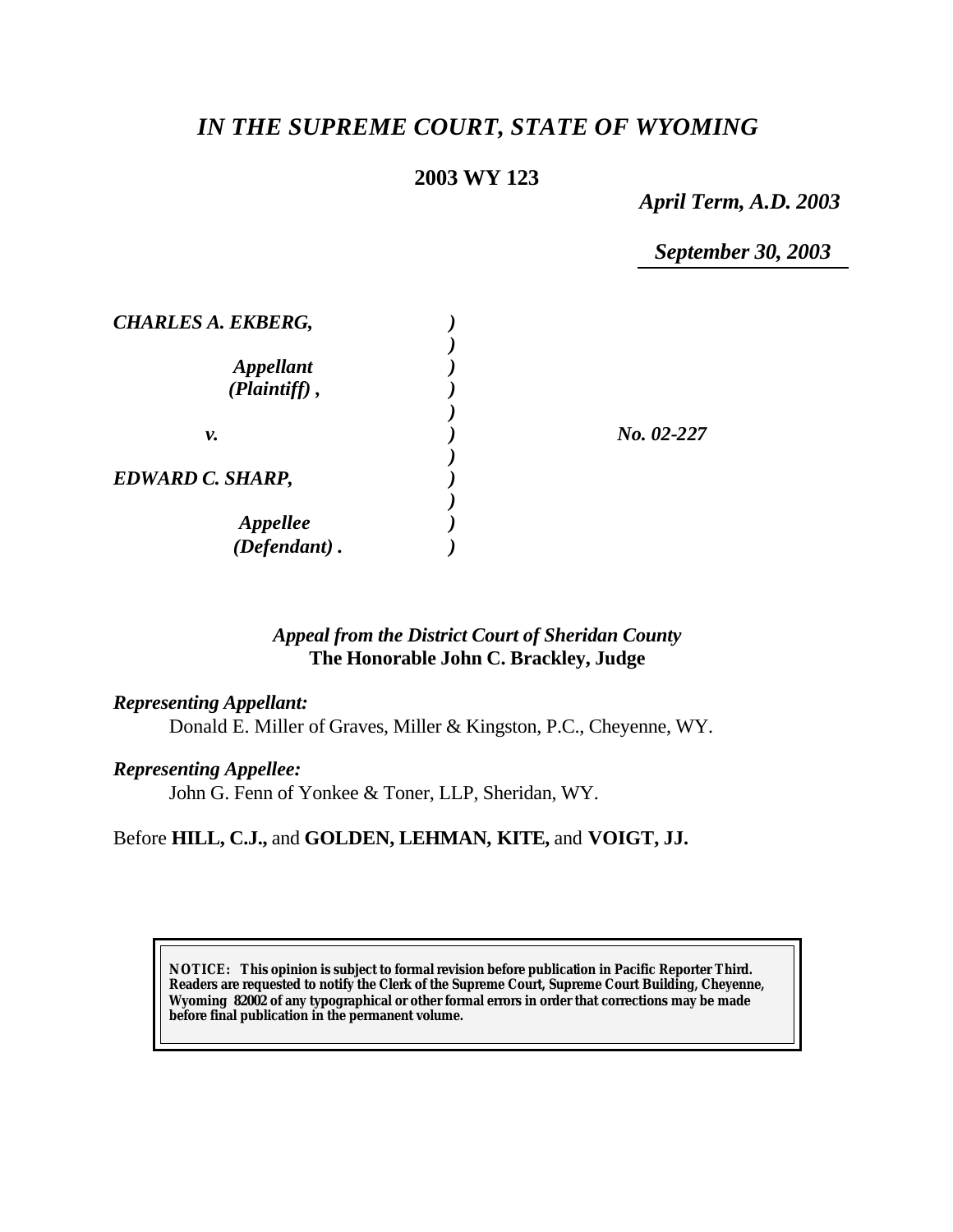# *IN THE SUPREME COURT, STATE OF WYOMING*

**2003 WY 123**

*April Term, A.D. 2003*

*September 30, 2003*

| | | |
|---|---|---|
| ***CHARLES A. EKBERG,*** | ) | |
| | ) | |
| ***Appellant*** | ) | |
| ***(Plaintiff) ,*** | ) | |
| | ) | |
| ***v.*** | ) | ***No. 02-227*** |
| | ) | |
| ***EDWARD C. SHARP,*** | ) | |
| | ) | |
| ***Appellee*** | ) | |
| ***(Defendant) .*** | ) | |

*Appeal from the District Court of Sheridan County*
**The Honorable John C. Brackley, Judge**

***Representing Appellant:***

Donald E. Miller of Graves, Miller & Kingston, P.C., Cheyenne, WY.

***Representing Appellee:***

John G. Fenn of Yonkee & Toner, LLP, Sheridan, WY.

Before **HILL, C.J.,** and **GOLDEN, LEHMAN, KITE,** and **VOIGT, JJ.**

**NOTICE: This opinion is subject to formal revision before publication in Pacific Reporter Third. Readers are requested to notify the Clerk of the Supreme Court, Supreme Court Building, Cheyenne, Wyoming 82002 of any typographical or other formal errors in order that corrections may be made before final publication in the permanent volume.**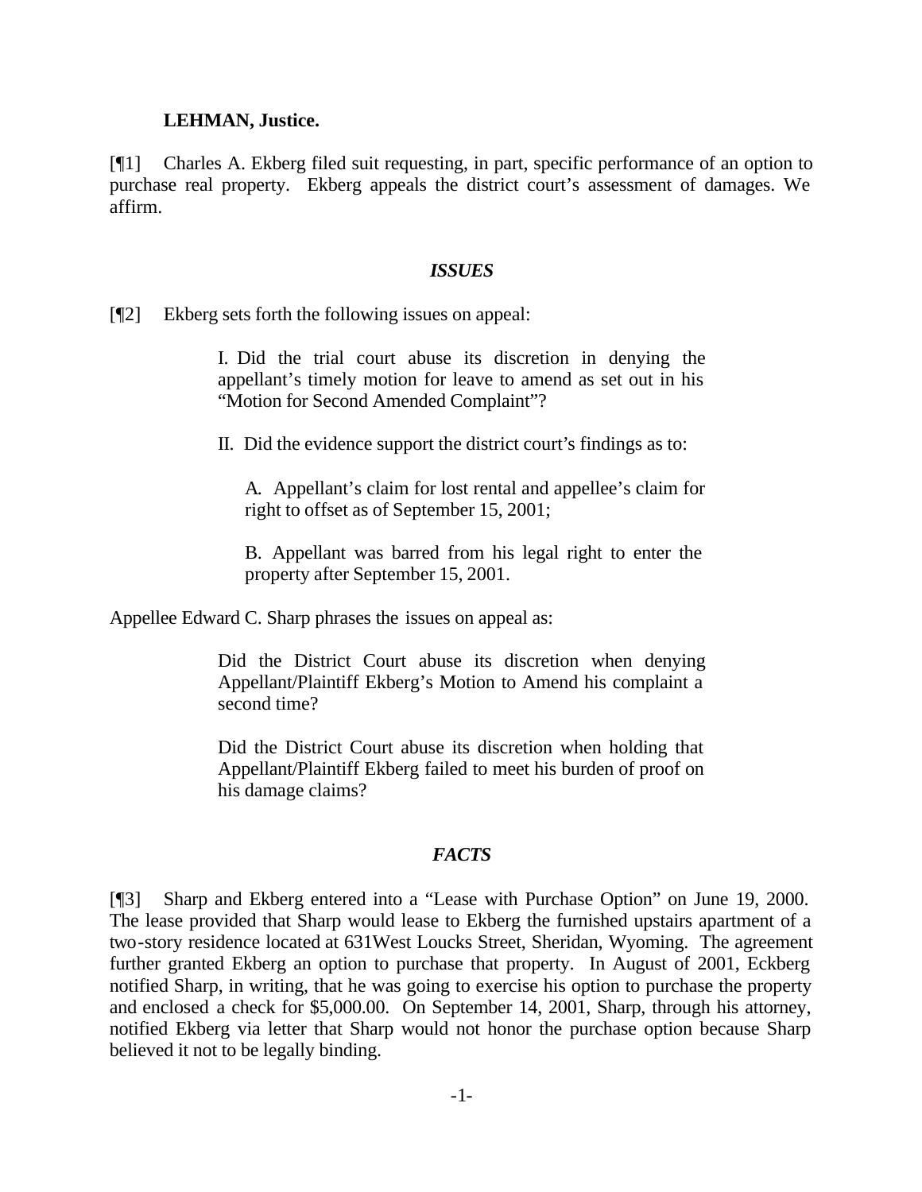**LEHMAN, Justice.**

[¶1] Charles A. Ekberg filed suit requesting, in part, specific performance of an option to purchase real property. Ekberg appeals the district court's assessment of damages. We affirm.

## *ISSUES*

[¶2] Ekberg sets forth the following issues on appeal:

> I. Did the trial court abuse its discretion in denying the appellant's timely motion for leave to amend as set out in his "Motion for Second Amended Complaint"?
>
> II. Did the evidence support the district court's findings as to:
>
> A. Appellant's claim for lost rental and appellee's claim for right to offset as of September 15, 2001;
>
> B. Appellant was barred from his legal right to enter the property after September 15, 2001.

Appellee Edward C. Sharp phrases the issues on appeal as:

> Did the District Court abuse its discretion when denying Appellant/Plaintiff Ekberg's Motion to Amend his complaint a second time?
>
> Did the District Court abuse its discretion when holding that Appellant/Plaintiff Ekberg failed to meet his burden of proof on his damage claims?

## *FACTS*

[¶3] Sharp and Ekberg entered into a "Lease with Purchase Option" on June 19, 2000. The lease provided that Sharp would lease to Ekberg the furnished upstairs apartment of a two-story residence located at 631West Loucks Street, Sheridan, Wyoming. The agreement further granted Ekberg an option to purchase that property. In August of 2001, Eckberg notified Sharp, in writing, that he was going to exercise his option to purchase the property and enclosed a check for $5,000.00. On September 14, 2001, Sharp, through his attorney, notified Ekberg via letter that Sharp would not honor the purchase option because Sharp believed it not to be legally binding.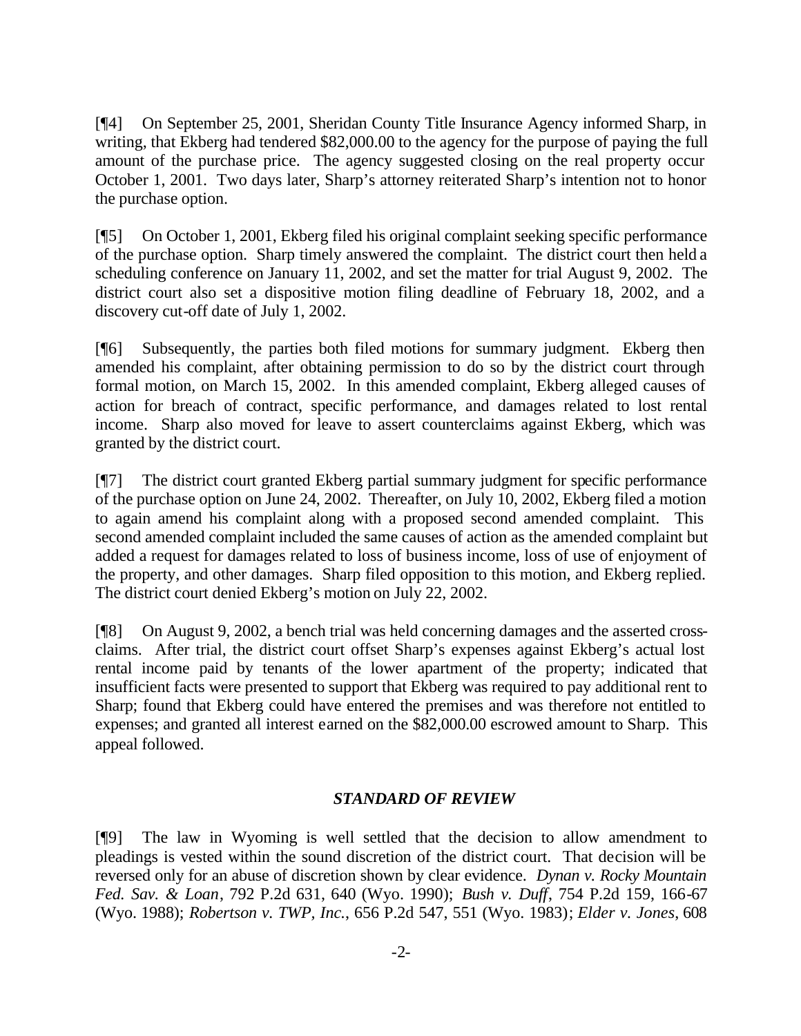[¶4] On September 25, 2001, Sheridan County Title Insurance Agency informed Sharp, in writing, that Ekberg had tendered $82,000.00 to the agency for the purpose of paying the full amount of the purchase price. The agency suggested closing on the real property occur October 1, 2001. Two days later, Sharp's attorney reiterated Sharp's intention not to honor the purchase option.

[¶5] On October 1, 2001, Ekberg filed his original complaint seeking specific performance of the purchase option. Sharp timely answered the complaint. The district court then held a scheduling conference on January 11, 2002, and set the matter for trial August 9, 2002. The district court also set a dispositive motion filing deadline of February 18, 2002, and a discovery cut-off date of July 1, 2002.

[¶6] Subsequently, the parties both filed motions for summary judgment. Ekberg then amended his complaint, after obtaining permission to do so by the district court through formal motion, on March 15, 2002. In this amended complaint, Ekberg alleged causes of action for breach of contract, specific performance, and damages related to lost rental income. Sharp also moved for leave to assert counterclaims against Ekberg, which was granted by the district court.

[¶7] The district court granted Ekberg partial summary judgment for specific performance of the purchase option on June 24, 2002. Thereafter, on July 10, 2002, Ekberg filed a motion to again amend his complaint along with a proposed second amended complaint. This second amended complaint included the same causes of action as the amended complaint but added a request for damages related to loss of business income, loss of use of enjoyment of the property, and other damages. Sharp filed opposition to this motion, and Ekberg replied. The district court denied Ekberg's motion on July 22, 2002.

[¶8] On August 9, 2002, a bench trial was held concerning damages and the asserted cross-claims. After trial, the district court offset Sharp's expenses against Ekberg's actual lost rental income paid by tenants of the lower apartment of the property; indicated that insufficient facts were presented to support that Ekberg was required to pay additional rent to Sharp; found that Ekberg could have entered the premises and was therefore not entitled to expenses; and granted all interest earned on the $82,000.00 escrowed amount to Sharp. This appeal followed.

### *STANDARD OF REVIEW*

[¶9] The law in Wyoming is well settled that the decision to allow amendment to pleadings is vested within the sound discretion of the district court. That decision will be reversed only for an abuse of discretion shown by clear evidence. *Dynan v. Rocky Mountain Fed. Sav. & Loan*, 792 P.2d 631, 640 (Wyo. 1990); *Bush v. Duff*, 754 P.2d 159, 166-67 (Wyo. 1988); *Robertson v. TWP, Inc.*, 656 P.2d 547, 551 (Wyo. 1983); *Elder v. Jones*, 608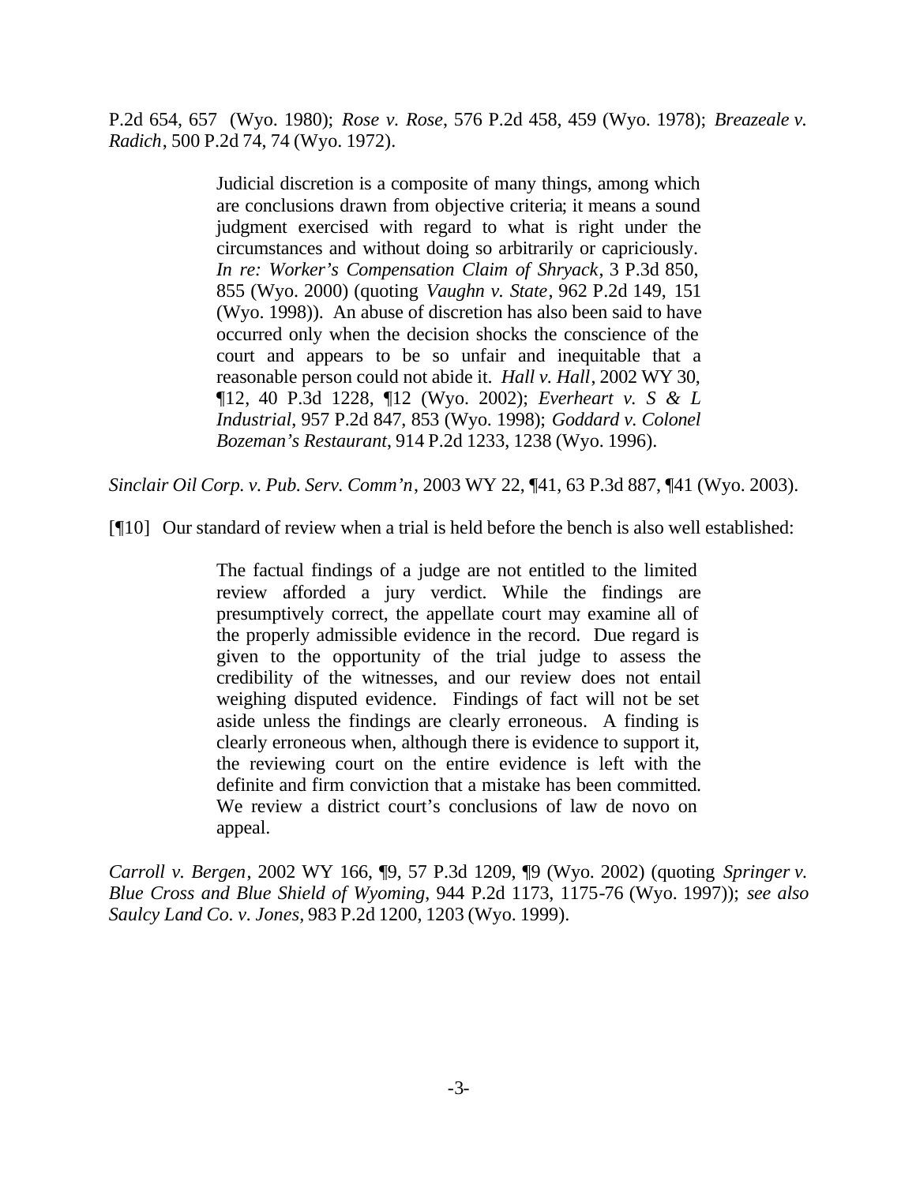P.2d 654, 657 (Wyo. 1980); *Rose v. Rose*, 576 P.2d 458, 459 (Wyo. 1978); *Breazeale v. Radich*, 500 P.2d 74, 74 (Wyo. 1972).

> Judicial discretion is a composite of many things, among which are conclusions drawn from objective criteria; it means a sound judgment exercised with regard to what is right under the circumstances and without doing so arbitrarily or capriciously. *In re: Worker's Compensation Claim of Shryack*, 3 P.3d 850, 855 (Wyo. 2000) (quoting *Vaughn v. State*, 962 P.2d 149, 151 (Wyo. 1998)). An abuse of discretion has also been said to have occurred only when the decision shocks the conscience of the court and appears to be so unfair and inequitable that a reasonable person could not abide it. *Hall v. Hall*, 2002 WY 30, ¶12, 40 P.3d 1228, ¶12 (Wyo. 2002); *Everheart v. S & L Industrial*, 957 P.2d 847, 853 (Wyo. 1998); *Goddard v. Colonel Bozeman's Restaurant*, 914 P.2d 1233, 1238 (Wyo. 1996).

*Sinclair Oil Corp. v. Pub. Serv. Comm'n*, 2003 WY 22, ¶41, 63 P.3d 887, ¶41 (Wyo. 2003).

[¶10] Our standard of review when a trial is held before the bench is also well established:

> The factual findings of a judge are not entitled to the limited review afforded a jury verdict. While the findings are presumptively correct, the appellate court may examine all of the properly admissible evidence in the record. Due regard is given to the opportunity of the trial judge to assess the credibility of the witnesses, and our review does not entail weighing disputed evidence. Findings of fact will not be set aside unless the findings are clearly erroneous. A finding is clearly erroneous when, although there is evidence to support it, the reviewing court on the entire evidence is left with the definite and firm conviction that a mistake has been committed. We review a district court's conclusions of law de novo on appeal.

*Carroll v. Bergen*, 2002 WY 166, ¶9, 57 P.3d 1209, ¶9 (Wyo. 2002) (quoting *Springer v. Blue Cross and Blue Shield of Wyoming*, 944 P.2d 1173, 1175-76 (Wyo. 1997)); *see also Saulcy Land Co. v. Jones*, 983 P.2d 1200, 1203 (Wyo. 1999).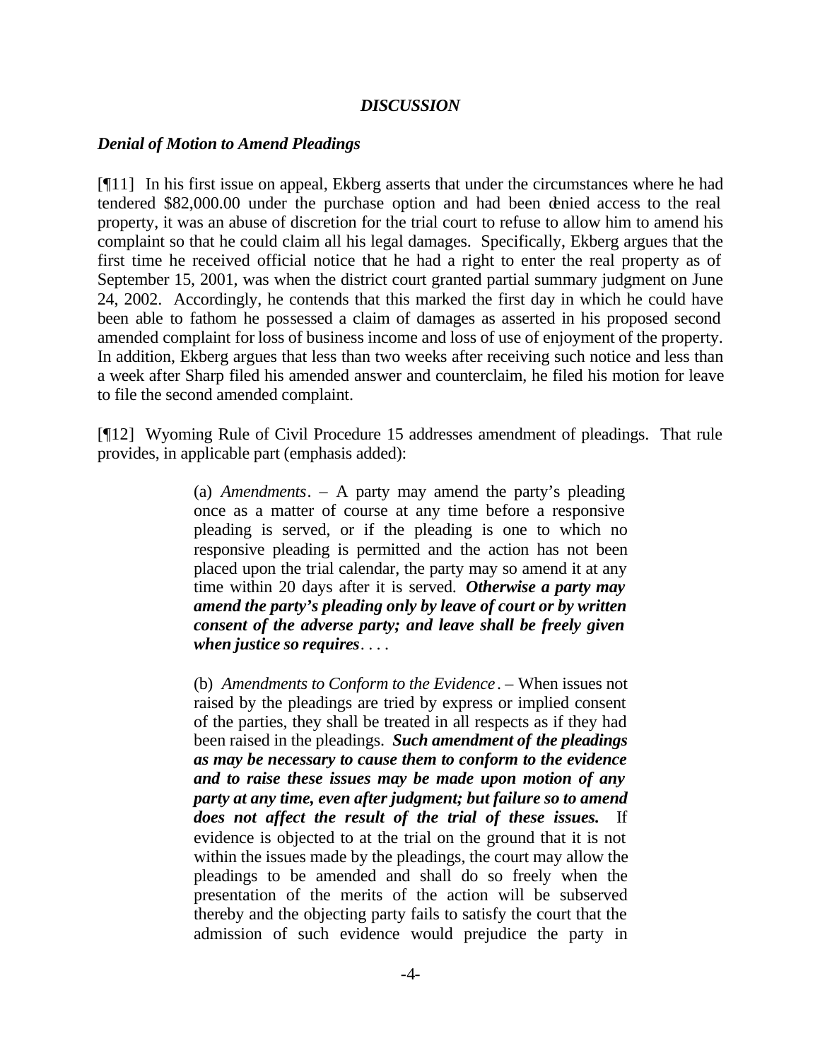### *DISCUSSION*

### *Denial of Motion to Amend Pleadings*

[¶11] In his first issue on appeal, Ekberg asserts that under the circumstances where he had tendered $82,000.00 under the purchase option and had been denied access to the real property, it was an abuse of discretion for the trial court to refuse to allow him to amend his complaint so that he could claim all his legal damages. Specifically, Ekberg argues that the first time he received official notice that he had a right to enter the real property as of September 15, 2001, was when the district court granted partial summary judgment on June 24, 2002. Accordingly, he contends that this marked the first day in which he could have been able to fathom he possessed a claim of damages as asserted in his proposed second amended complaint for loss of business income and loss of use of enjoyment of the property. In addition, Ekberg argues that less than two weeks after receiving such notice and less than a week after Sharp filed his amended answer and counterclaim, he filed his motion for leave to file the second amended complaint.

[¶12] Wyoming Rule of Civil Procedure 15 addresses amendment of pleadings. That rule provides, in applicable part (emphasis added):

> (a) *Amendments*. – A party may amend the party's pleading once as a matter of course at any time before a responsive pleading is served, or if the pleading is one to which no responsive pleading is permitted and the action has not been placed upon the trial calendar, the party may so amend it at any time within 20 days after it is served. ***Otherwise a party may amend the party's pleading only by leave of court or by written consent of the adverse party; and leave shall be freely given when justice so requires***. . . .
>
> (b) *Amendments to Conform to the Evidence*. – When issues not raised by the pleadings are tried by express or implied consent of the parties, they shall be treated in all respects as if they had been raised in the pleadings. ***Such amendment of the pleadings as may be necessary to cause them to conform to the evidence and to raise these issues may be made upon motion of any party at any time, even after judgment; but failure so to amend does not affect the result of the trial of these issues.*** If evidence is objected to at the trial on the ground that it is not within the issues made by the pleadings, the court may allow the pleadings to be amended and shall do so freely when the presentation of the merits of the action will be subserved thereby and the objecting party fails to satisfy the court that the admission of such evidence would prejudice the party in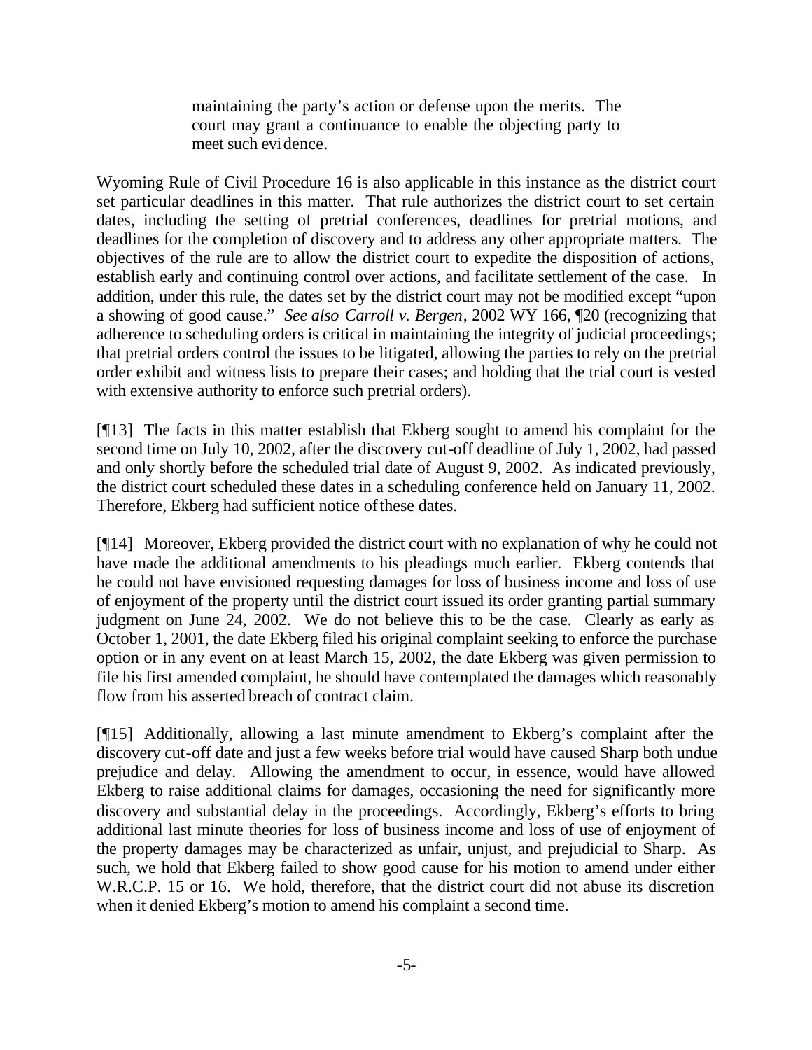> maintaining the party's action or defense upon the merits. The court may grant a continuance to enable the objecting party to meet such evidence.

Wyoming Rule of Civil Procedure 16 is also applicable in this instance as the district court set particular deadlines in this matter. That rule authorizes the district court to set certain dates, including the setting of pretrial conferences, deadlines for pretrial motions, and deadlines for the completion of discovery and to address any other appropriate matters. The objectives of the rule are to allow the district court to expedite the disposition of actions, establish early and continuing control over actions, and facilitate settlement of the case. In addition, under this rule, the dates set by the district court may not be modified except "upon a showing of good cause." *See also Carroll v. Bergen*, 2002 WY 166, ¶20 (recognizing that adherence to scheduling orders is critical in maintaining the integrity of judicial proceedings; that pretrial orders control the issues to be litigated, allowing the parties to rely on the pretrial order exhibit and witness lists to prepare their cases; and holding that the trial court is vested with extensive authority to enforce such pretrial orders).

[¶13] The facts in this matter establish that Ekberg sought to amend his complaint for the second time on July 10, 2002, after the discovery cut-off deadline of July 1, 2002, had passed and only shortly before the scheduled trial date of August 9, 2002. As indicated previously, the district court scheduled these dates in a scheduling conference held on January 11, 2002. Therefore, Ekberg had sufficient notice of these dates.

[¶14] Moreover, Ekberg provided the district court with no explanation of why he could not have made the additional amendments to his pleadings much earlier. Ekberg contends that he could not have envisioned requesting damages for loss of business income and loss of use of enjoyment of the property until the district court issued its order granting partial summary judgment on June 24, 2002. We do not believe this to be the case. Clearly as early as October 1, 2001, the date Ekberg filed his original complaint seeking to enforce the purchase option or in any event on at least March 15, 2002, the date Ekberg was given permission to file his first amended complaint, he should have contemplated the damages which reasonably flow from his asserted breach of contract claim.

[¶15] Additionally, allowing a last minute amendment to Ekberg's complaint after the discovery cut-off date and just a few weeks before trial would have caused Sharp both undue prejudice and delay. Allowing the amendment to occur, in essence, would have allowed Ekberg to raise additional claims for damages, occasioning the need for significantly more discovery and substantial delay in the proceedings. Accordingly, Ekberg's efforts to bring additional last minute theories for loss of business income and loss of use of enjoyment of the property damages may be characterized as unfair, unjust, and prejudicial to Sharp. As such, we hold that Ekberg failed to show good cause for his motion to amend under either W.R.C.P. 15 or 16. We hold, therefore, that the district court did not abuse its discretion when it denied Ekberg's motion to amend his complaint a second time.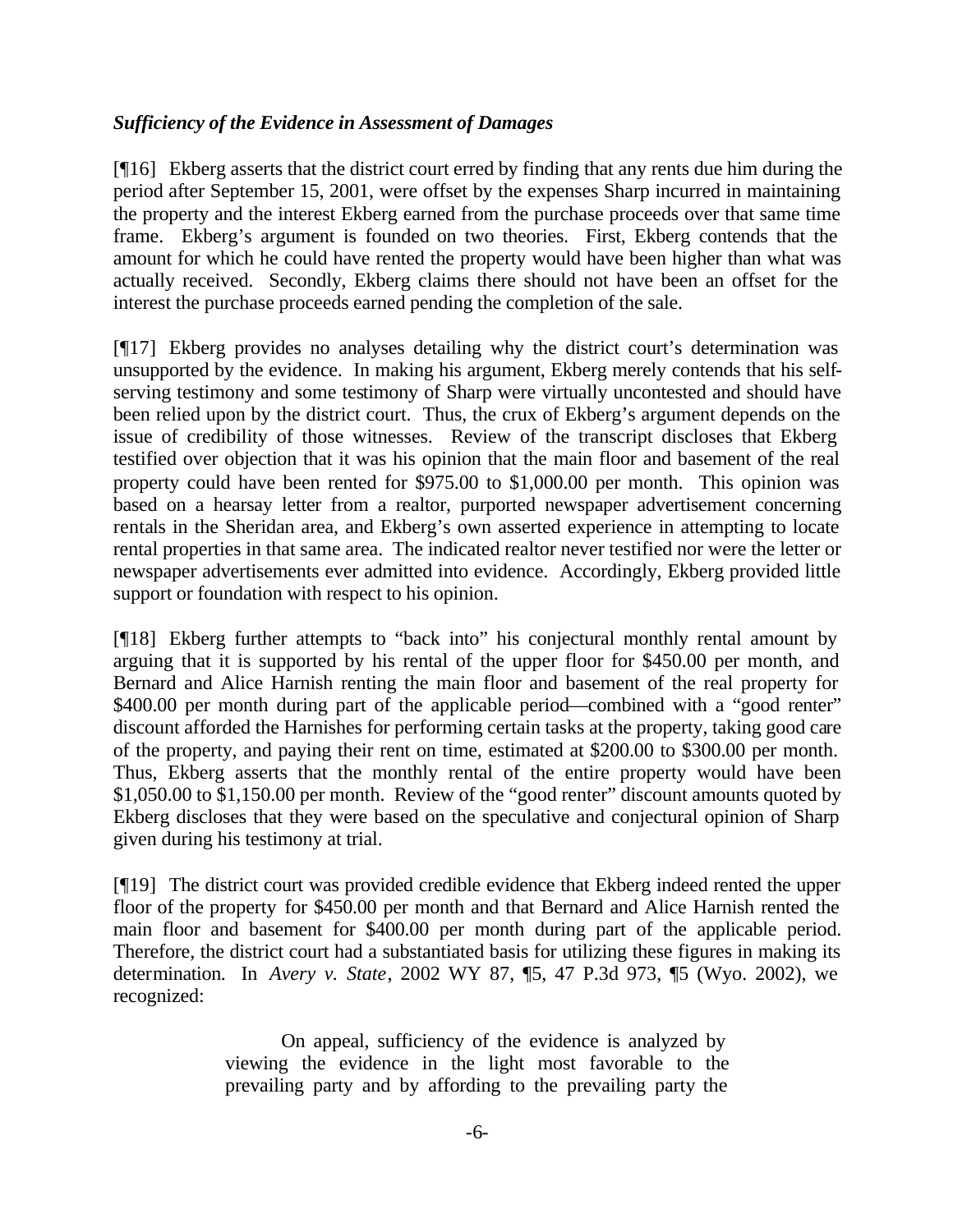### *Sufficiency of the Evidence in Assessment of Damages*

[¶16] Ekberg asserts that the district court erred by finding that any rents due him during the period after September 15, 2001, were offset by the expenses Sharp incurred in maintaining the property and the interest Ekberg earned from the purchase proceeds over that same time frame. Ekberg's argument is founded on two theories. First, Ekberg contends that the amount for which he could have rented the property would have been higher than what was actually received. Secondly, Ekberg claims there should not have been an offset for the interest the purchase proceeds earned pending the completion of the sale.

[¶17] Ekberg provides no analyses detailing why the district court's determination was unsupported by the evidence. In making his argument, Ekberg merely contends that his self-serving testimony and some testimony of Sharp were virtually uncontested and should have been relied upon by the district court. Thus, the crux of Ekberg's argument depends on the issue of credibility of those witnesses. Review of the transcript discloses that Ekberg testified over objection that it was his opinion that the main floor and basement of the real property could have been rented for $975.00 to $1,000.00 per month. This opinion was based on a hearsay letter from a realtor, purported newspaper advertisement concerning rentals in the Sheridan area, and Ekberg's own asserted experience in attempting to locate rental properties in that same area. The indicated realtor never testified nor were the letter or newspaper advertisements ever admitted into evidence. Accordingly, Ekberg provided little support or foundation with respect to his opinion.

[¶18] Ekberg further attempts to "back into" his conjectural monthly rental amount by arguing that it is supported by his rental of the upper floor for $450.00 per month, and Bernard and Alice Harnish renting the main floor and basement of the real property for $400.00 per month during part of the applicable period—combined with a "good renter" discount afforded the Harnishes for performing certain tasks at the property, taking good care of the property, and paying their rent on time, estimated at $200.00 to $300.00 per month. Thus, Ekberg asserts that the monthly rental of the entire property would have been $1,050.00 to $1,150.00 per month. Review of the "good renter" discount amounts quoted by Ekberg discloses that they were based on the speculative and conjectural opinion of Sharp given during his testimony at trial.

[¶19] The district court was provided credible evidence that Ekberg indeed rented the upper floor of the property for $450.00 per month and that Bernard and Alice Harnish rented the main floor and basement for $400.00 per month during part of the applicable period. Therefore, the district court had a substantiated basis for utilizing these figures in making its determination. In *Avery v. State*, 2002 WY 87, ¶5, 47 P.3d 973, ¶5 (Wyo. 2002), we recognized:

> On appeal, sufficiency of the evidence is analyzed by viewing the evidence in the light most favorable to the prevailing party and by affording to the prevailing party the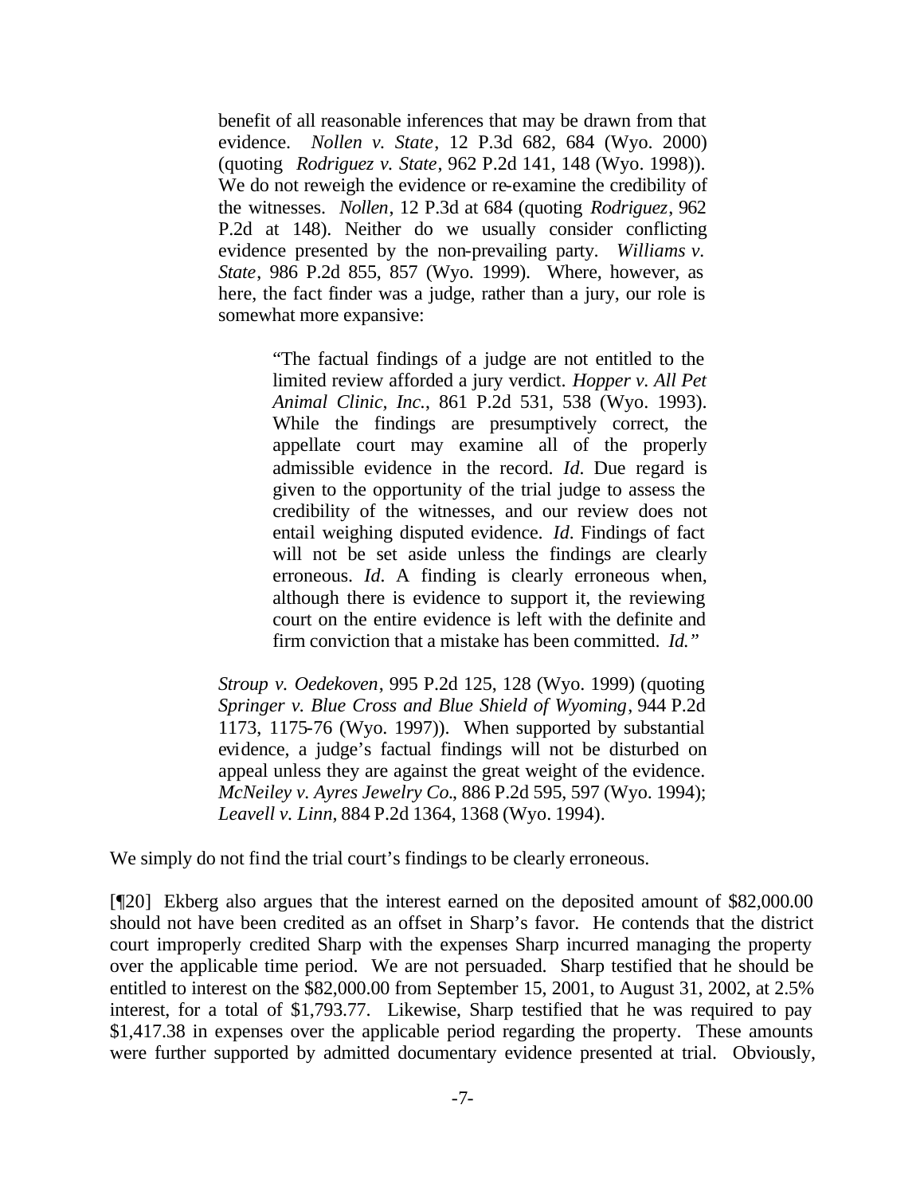> benefit of all reasonable inferences that may be drawn from that evidence. *Nollen v. State*, 12 P.3d 682, 684 (Wyo. 2000) (quoting *Rodriguez v. State*, 962 P.2d 141, 148 (Wyo. 1998)). We do not reweigh the evidence or re-examine the credibility of the witnesses. *Nollen*, 12 P.3d at 684 (quoting *Rodriguez*, 962 P.2d at 148). Neither do we usually consider conflicting evidence presented by the non-prevailing party. *Williams v. State*, 986 P.2d 855, 857 (Wyo. 1999). Where, however, as here, the fact finder was a judge, rather than a jury, our role is somewhat more expansive:
>
> > "The factual findings of a judge are not entitled to the limited review afforded a jury verdict. *Hopper v. All Pet Animal Clinic, Inc.*, 861 P.2d 531, 538 (Wyo. 1993). While the findings are presumptively correct, the appellate court may examine all of the properly admissible evidence in the record. *Id*. Due regard is given to the opportunity of the trial judge to assess the credibility of the witnesses, and our review does not entail weighing disputed evidence. *Id*. Findings of fact will not be set aside unless the findings are clearly erroneous. *Id*. A finding is clearly erroneous when, although there is evidence to support it, the reviewing court on the entire evidence is left with the definite and firm conviction that a mistake has been committed. *Id.*"
>
> *Stroup v. Oedekoven*, 995 P.2d 125, 128 (Wyo. 1999) (quoting *Springer v. Blue Cross and Blue Shield of Wyoming*, 944 P.2d 1173, 1175-76 (Wyo. 1997)). When supported by substantial evidence, a judge's factual findings will not be disturbed on appeal unless they are against the great weight of the evidence. *McNeiley v. Ayres Jewelry Co.*, 886 P.2d 595, 597 (Wyo. 1994); *Leavell v. Linn*, 884 P.2d 1364, 1368 (Wyo. 1994).

We simply do not find the trial court's findings to be clearly erroneous.

[¶20] Ekberg also argues that the interest earned on the deposited amount of $82,000.00 should not have been credited as an offset in Sharp's favor. He contends that the district court improperly credited Sharp with the expenses Sharp incurred managing the property over the applicable time period. We are not persuaded. Sharp testified that he should be entitled to interest on the $82,000.00 from September 15, 2001, to August 31, 2002, at 2.5% interest, for a total of $1,793.77. Likewise, Sharp testified that he was required to pay $1,417.38 in expenses over the applicable period regarding the property. These amounts were further supported by admitted documentary evidence presented at trial. Obviously,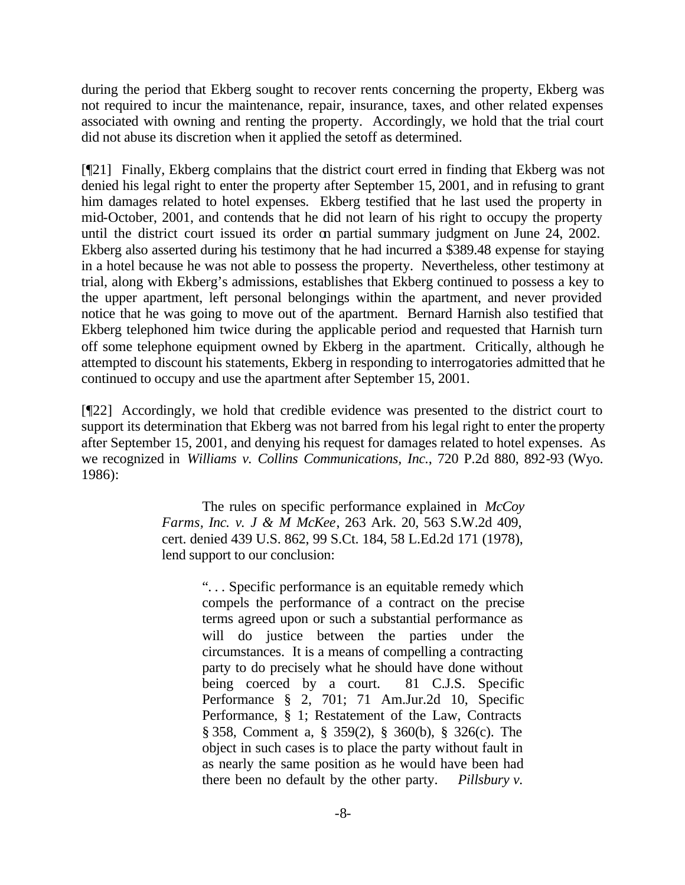during the period that Ekberg sought to recover rents concerning the property, Ekberg was not required to incur the maintenance, repair, insurance, taxes, and other related expenses associated with owning and renting the property. Accordingly, we hold that the trial court did not abuse its discretion when it applied the setoff as determined.

[¶21] Finally, Ekberg complains that the district court erred in finding that Ekberg was not denied his legal right to enter the property after September 15, 2001, and in refusing to grant him damages related to hotel expenses. Ekberg testified that he last used the property in mid-October, 2001, and contends that he did not learn of his right to occupy the property until the district court issued its order on partial summary judgment on June 24, 2002. Ekberg also asserted during his testimony that he had incurred a $389.48 expense for staying in a hotel because he was not able to possess the property. Nevertheless, other testimony at trial, along with Ekberg's admissions, establishes that Ekberg continued to possess a key to the upper apartment, left personal belongings within the apartment, and never provided notice that he was going to move out of the apartment. Bernard Harnish also testified that Ekberg telephoned him twice during the applicable period and requested that Harnish turn off some telephone equipment owned by Ekberg in the apartment. Critically, although he attempted to discount his statements, Ekberg in responding to interrogatories admitted that he continued to occupy and use the apartment after September 15, 2001.

[¶22] Accordingly, we hold that credible evidence was presented to the district court to support its determination that Ekberg was not barred from his legal right to enter the property after September 15, 2001, and denying his request for damages related to hotel expenses. As we recognized in *Williams v. Collins Communications, Inc.*, 720 P.2d 880, 892-93 (Wyo. 1986):

> The rules on specific performance explained in *McCoy Farms, Inc. v. J & M McKee*, 263 Ark. 20, 563 S.W.2d 409, cert. denied 439 U.S. 862, 99 S.Ct. 184, 58 L.Ed.2d 171 (1978), lend support to our conclusion:
>
> > ". . . Specific performance is an equitable remedy which compels the performance of a contract on the precise terms agreed upon or such a substantial performance as will do justice between the parties under the circumstances. It is a means of compelling a contracting party to do precisely what he should have done without being coerced by a court. 81 C.J.S. Specific Performance § 2, 701; 71 Am.Jur.2d 10, Specific Performance, § 1; Restatement of the Law, Contracts § 358, Comment a, § 359(2), § 360(b), § 326(c). The object in such cases is to place the party without fault in as nearly the same position as he would have been had there been no default by the other party. *Pillsbury v.*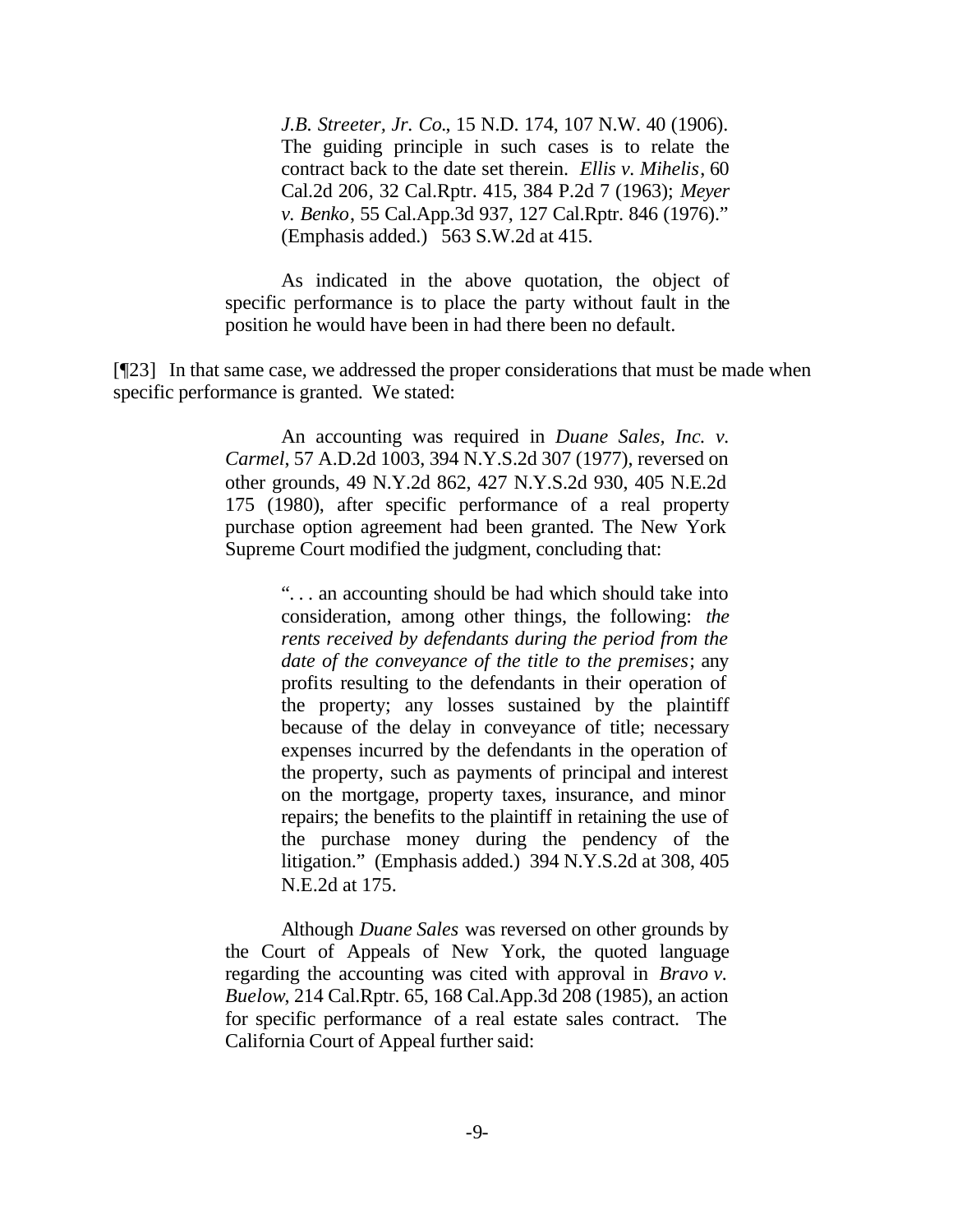> *J.B. Streeter, Jr. Co.*, 15 N.D. 174, 107 N.W. 40 (1906). The guiding principle in such cases is to relate the contract back to the date set therein. *Ellis v. Mihelis*, 60 Cal.2d 206, 32 Cal.Rptr. 415, 384 P.2d 7 (1963); *Meyer v. Benko*, 55 Cal.App.3d 937, 127 Cal.Rptr. 846 (1976)." (Emphasis added.) 563 S.W.2d at 415.
>
> As indicated in the above quotation, the object of specific performance is to place the party without fault in the position he would have been in had there been no default.

[¶23] In that same case, we addressed the proper considerations that must be made when specific performance is granted. We stated:

> An accounting was required in *Duane Sales, Inc. v. Carmel*, 57 A.D.2d 1003, 394 N.Y.S.2d 307 (1977), reversed on other grounds, 49 N.Y.2d 862, 427 N.Y.S.2d 930, 405 N.E.2d 175 (1980), after specific performance of a real property purchase option agreement had been granted. The New York Supreme Court modified the judgment, concluding that:
>
> > ". . . an accounting should be had which should take into consideration, among other things, the following: *the rents received by defendants during the period from the date of the conveyance of the title to the premises*; any profits resulting to the defendants in their operation of the property; any losses sustained by the plaintiff because of the delay in conveyance of title; necessary expenses incurred by the defendants in the operation of the property, such as payments of principal and interest on the mortgage, property taxes, insurance, and minor repairs; the benefits to the plaintiff in retaining the use of the purchase money during the pendency of the litigation." (Emphasis added.) 394 N.Y.S.2d at 308, 405 N.E.2d at 175.
>
> Although *Duane Sales* was reversed on other grounds by the Court of Appeals of New York, the quoted language regarding the accounting was cited with approval in *Bravo v. Buelow*, 214 Cal.Rptr. 65, 168 Cal.App.3d 208 (1985), an action for specific performance of a real estate sales contract. The California Court of Appeal further said: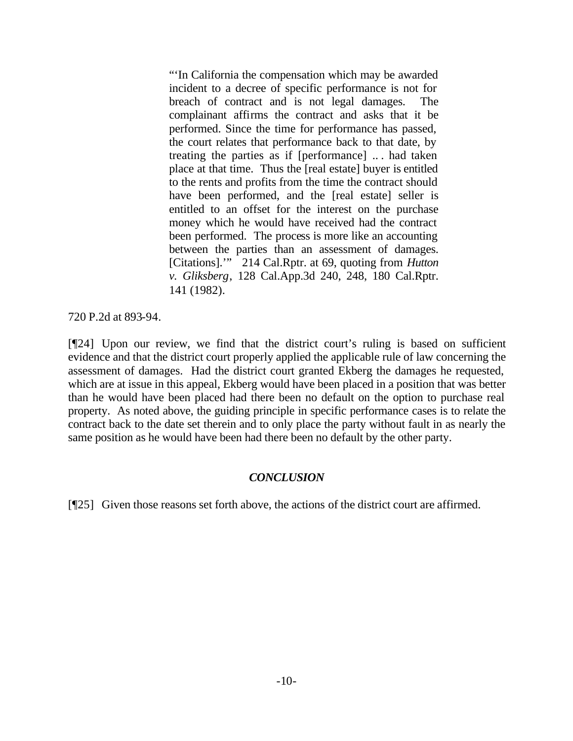> "'In California the compensation which may be awarded incident to a decree of specific performance is not for breach of contract and is not legal damages. The complainant affirms the contract and asks that it be performed. Since the time for performance has passed, the court relates that performance back to that date, by treating the parties as if [performance] .. . had taken place at that time. Thus the [real estate] buyer is entitled to the rents and profits from the time the contract should have been performed, and the [real estate] seller is entitled to an offset for the interest on the purchase money which he would have received had the contract been performed. The process is more like an accounting between the parties than an assessment of damages. [Citations].'" 214 Cal.Rptr. at 69, quoting from *Hutton v. Gliksberg*, 128 Cal.App.3d 240, 248, 180 Cal.Rptr. 141 (1982).

720 P.2d at 893-94.

[¶24] Upon our review, we find that the district court's ruling is based on sufficient evidence and that the district court properly applied the applicable rule of law concerning the assessment of damages. Had the district court granted Ekberg the damages he requested, which are at issue in this appeal, Ekberg would have been placed in a position that was better than he would have been placed had there been no default on the option to purchase real property. As noted above, the guiding principle in specific performance cases is to relate the contract back to the date set therein and to only place the party without fault in as nearly the same position as he would have been had there been no default by the other party.

## *CONCLUSION*

[¶25] Given those reasons set forth above, the actions of the district court are affirmed.